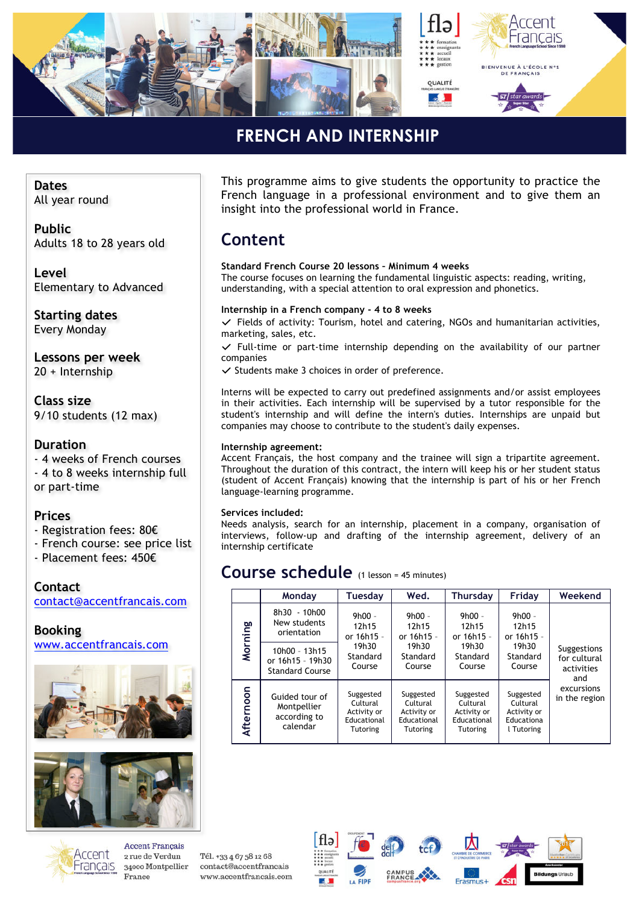# FRENCH AND INTERNSHIP

**Dates**
All year round

**Public**
Adults 18 to 28 years old

**Level**
Elementary to Advanced

**Starting dates**
Every Monday

**Lessons per week**
20 + Internship

**Class size**
9/10 students (12 max)

**Duration**
- 4 weeks of French courses
- 4 to 8 weeks internship full or part-time

**Prices**
- Registration fees: 80€
- French course: see price list
- Placement fees: 450€

**Contact**
contact@accentfrancais.com

**Booking**
www.accentfrancais.com

This programme aims to give students the opportunity to practice the French language in a professional environment and to give them an insight into the professional world in France.

## Content

**Standard French Course 20 lessons – Minimum 4 weeks**
The course focuses on learning the fundamental linguistic aspects: reading, writing, understanding, with a special attention to oral expression and phonetics.

**Internship in a French company - 4 to 8 weeks**
- ✓ Fields of activity: Tourism, hotel and catering, NGOs and humanitarian activities, marketing, sales, etc.
- ✓ Full-time or part-time internship depending on the availability of our partner companies
- ✓ Students make 3 choices in order of preference.

Interns will be expected to carry out predefined assignments and/or assist employees in their activities. Each internship will be supervised by a tutor responsible for the student's internship and will define the intern's duties. Internships are unpaid but companies may choose to contribute to the student's daily expenses.

**Internship agreement:**
Accent Français, the host company and the trainee will sign a tripartite agreement. Throughout the duration of this contract, the intern will keep his or her student status (student of Accent Français) knowing that the internship is part of his or her French language-learning programme.

**Services included:**
Needs analysis, search for an internship, placement in a company, organisation of interviews, follow-up and drafting of the internship agreement, delivery of an internship certificate

## Course schedule (1 lesson = 45 minutes)

| | Monday | Tuesday | Wed. | Thursday | Friday | Weekend |
|---|---|---|---|---|---|---|
| Morning | 8h30 - 10h00 New students orientation<br>10h00 - 13h15 or 16h15 - 19h30 Standard Course | 9h00 - 12h15 or 16h15 - 19h30 Standard Course | 9h00 - 12h15 or 16h15 - 19h30 Standard Course | 9h00 - 12h15 or 16h15 - 19h30 Standard Course | 9h00 - 12h15 or 16h15 - 19h30 Standard Course | Suggestions for cultural activities and excursions in the region |
| Afternoon | Guided tour of Montpellier according to calendar | Suggested Cultural Activity or Educational Tutoring | Suggested Cultural Activity or Educational Tutoring | Suggested Cultural Activity or Educational Tutoring | Suggested Cultural Activity or Educational Tutoring | |

Accent Français
2 rue de Verdun
34000 Montpellier
France

Tél. +33 4 67 58 12 68
contact@accentfrancais.com
www.accentfrancais.com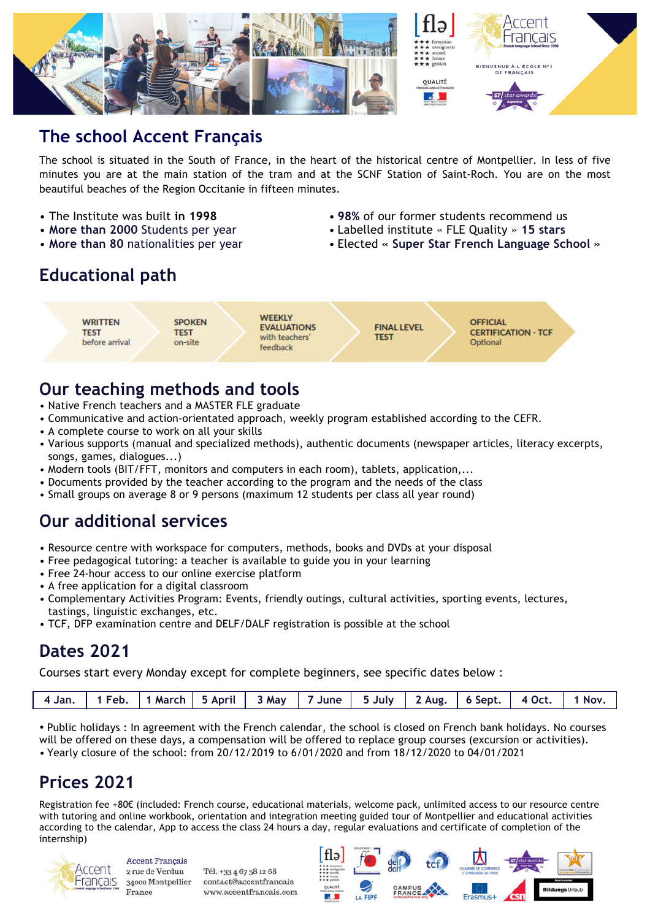## The school Accent Français

The school is situated in the South of France, in the heart of the historical centre of Montpellier. In less of five minutes you are at the main station of the tram and at the SCNF Station of Saint-Roch. You are on the most beautiful beaches of the Region Occitanie in fifteen minutes.

- The Institute was built **in 1998**
- **More than 2000** Students per year
- **More than 80** nationalities per year
- **98%** of our former students recommend us
- Labelled institute « FLE Quality » **15 stars**
- Elected **« Super Star French Language School »**

## Educational path

WRITTEN TEST before arrival → SPOKEN TEST on-site → WEEKLY EVALUATIONS with teachers' feedback → FINAL LEVEL TEST → OFFICIAL CERTIFICATION - TCF Optional

## Our teaching methods and tools

- Native French teachers and a MASTER FLE graduate
- Communicative and action-orientated approach, weekly program established according to the CEFR.
- A complete course to work on all your skills
- Various supports (manual and specialized methods), authentic documents (newspaper articles, literacy excerpts, songs, games, dialogues...)
- Modern tools (BIT/FFT, monitors and computers in each room), tablets, application,...
- Documents provided by the teacher according to the program and the needs of the class
- Small groups on average 8 or 9 persons (maximum 12 students per class all year round)

## Our additional services

- Resource centre with workspace for computers, methods, books and DVDs at your disposal
- Free pedagogical tutoring: a teacher is available to guide you in your learning
- Free 24-hour access to our online exercise platform
- A free application for a digital classroom
- Complementary Activities Program: Events, friendly outings, cultural activities, sporting events, lectures, tastings, linguistic exchanges, etc.
- TCF, DFP examination centre and DELF/DALF registration is possible at the school

## Dates 2021

Courses start every Monday except for complete beginners, see specific dates below :

| | | | | | | | | | | |
|---|---|---|---|---|---|---|---|---|---|---|
| 4 Jan. | 1 Feb. | 1 March | 5 April | 3 May | 7 June | 5 July | 2 Aug. | 6 Sept. | 4 Oct. | 1 Nov. |

- Public holidays : In agreement with the French calendar, the school is closed on French bank holidays. No courses will be offered on these days, a compensation will be offered to replace group courses (excursion or activities).
- Yearly closure of the school: from 20/12/2019 to 6/01/2020 and from 18/12/2020 to 04/01/2021

## Prices 2021

Registration fee +80€ (included: French course, educational materials, welcome pack, unlimited access to our resource centre with tutoring and online workbook, orientation and integration meeting guided tour of Montpellier and educational activities according to the calendar, App to access the class 24 hours a day, regular evaluations and certificate of completion of the internship)

Accent Français
2 rue de Verdun
34000 Montpellier
France

Tél. +33 4 67 58 12 68
contact@accentfrancais
www.accentfrancais.com